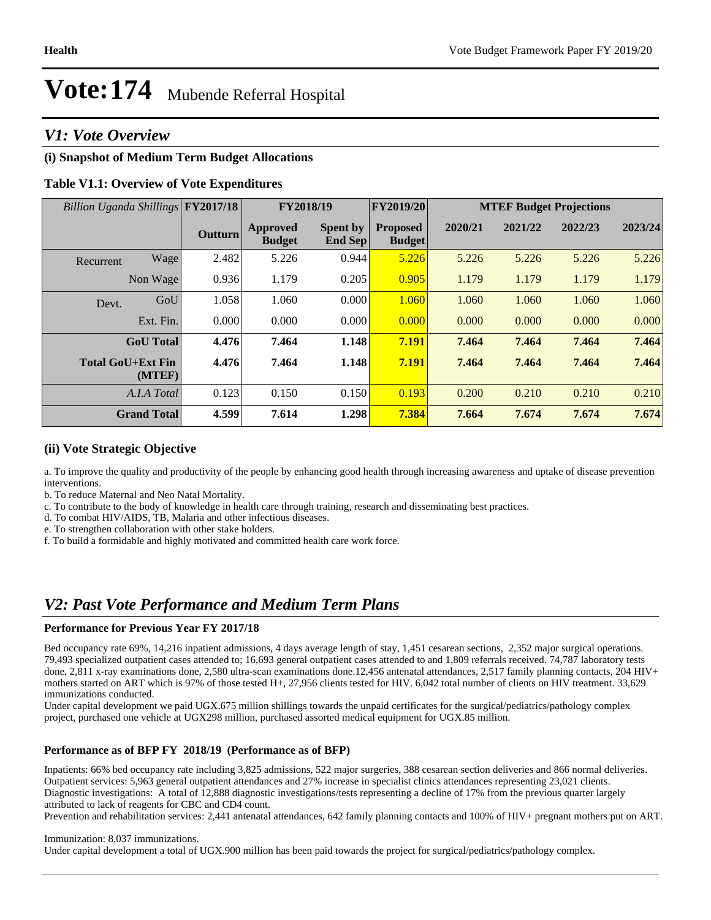# Vote:174 Mubende Referral Hospital

## *V1: Vote Overview*

### (i) Snapshot of Medium Term Budget Allocations

**Table V1.1: Overview of Vote Expenditures**

| *Billion Uganda Shillings* | | FY2017/18 | FY2018/19 | | FY2019/20 | MTEF Budget Projections | | | |
|---|---|---|---|---|---|---|---|---|---|
| | | Outturn | Approved Budget | Spent by End Sep | Proposed Budget | 2020/21 | 2021/22 | 2022/23 | 2023/24 |
| Recurrent | Wage | 2.482 | 5.226 | 0.944 | 5.226 | 5.226 | 5.226 | 5.226 | 5.226 |
| | Non Wage | 0.936 | 1.179 | 0.205 | 0.905 | 1.179 | 1.179 | 1.179 | 1.179 |
| Devt. | GoU | 1.058 | 1.060 | 0.000 | 1.060 | 1.060 | 1.060 | 1.060 | 1.060 |
| | Ext. Fin. | 0.000 | 0.000 | 0.000 | 0.000 | 0.000 | 0.000 | 0.000 | 0.000 |
| | **GoU Total** | **4.476** | **7.464** | **1.148** | **7.191** | **7.464** | **7.464** | **7.464** | **7.464** |
| | **Total GoU+Ext Fin (MTEF)** | **4.476** | **7.464** | **1.148** | **7.191** | **7.464** | **7.464** | **7.464** | **7.464** |
| | *A.I.A Total* | 0.123 | 0.150 | 0.150 | 0.193 | 0.200 | 0.210 | 0.210 | 0.210 |
| | **Grand Total** | **4.599** | **7.614** | **1.298** | **7.384** | **7.664** | **7.674** | **7.674** | **7.674** |

### (ii) Vote Strategic Objective

a. To improve the quality and productivity of the people by enhancing good health through increasing awareness and uptake of disease prevention interventions.

b. To reduce Maternal and Neo Natal Mortality.

c. To contribute to the body of knowledge in health care through training, research and disseminating best practices.

d. To combat HIV/AIDS, TB, Malaria and other infectious diseases.

e. To strengthen collaboration with other stake holders.

f. To build a formidable and highly motivated and committed health care work force.

## *V2: Past Vote Performance and Medium Term Plans*

### Performance for Previous Year FY 2017/18

Bed occupancy rate 69%, 14,216 inpatient admissions, 4 days average length of stay, 1,451 cesarean sections, 2,352 major surgical operations. 79,493 specialized outpatient cases attended to; 16,693 general outpatient cases attended to and 1,809 referrals received. 74,787 laboratory tests done, 2,811 x-ray examinations done, 2,580 ultra-scan examinations done.12,456 antenatal attendances, 2,517 family planning contacts, 204 HIV+ mothers started on ART which is 97% of those tested H+, 27,956 clients tested for HIV. 6,042 total number of clients on HIV treatment. 33,629 immunizations conducted.

Under capital development we paid UGX.675 million shillings towards the unpaid certificates for the surgical/pediatrics/pathology complex project, purchased one vehicle at UGX298 million, purchased assorted medical equipment for UGX.85 million.

### Performance as of BFP FY 2018/19 (Performance as of BFP)

Inpatients: 66% bed occupancy rate including 3,825 admissions, 522 major surgeries, 388 cesarean section deliveries and 866 normal deliveries.
Outpatient services: 5,963 general outpatient attendances and 27% increase in specialist clinics attendances representing 23,021 clients.
Diagnostic investigations: A total of 12,888 diagnostic investigations/tests representing a decline of 17% from the previous quarter largely attributed to lack of reagents for CBC and CD4 count.
Prevention and rehabilitation services: 2,441 antenatal attendances, 642 family planning contacts and 100% of HIV+ pregnant mothers put on ART.

Immunization: 8,037 immunizations.
Under capital development a total of UGX.900 million has been paid towards the project for surgical/pediatrics/pathology complex.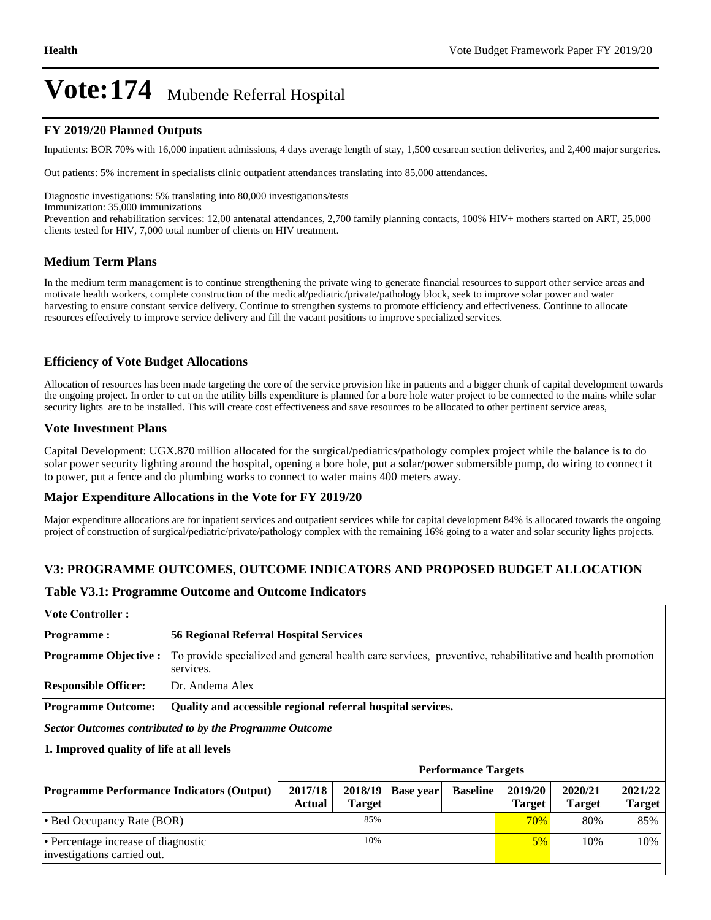# Vote:174 Mubende Referral Hospital

## FY 2019/20 Planned Outputs

Inpatients: BOR 70% with 16,000 inpatient admissions, 4 days average length of stay, 1,500 cesarean section deliveries, and 2,400 major surgeries.

Out patients: 5% increment in specialists clinic outpatient attendances translating into 85,000 attendances.

Diagnostic investigations: 5% translating into 80,000 investigations/tests
Immunization: 35,000 immunizations
Prevention and rehabilitation services: 12,00 antenatal attendances, 2,700 family planning contacts, 100% HIV+ mothers started on ART, 25,000 clients tested for HIV, 7,000 total number of clients on HIV treatment.

## Medium Term Plans

In the medium term management is to continue strengthening the private wing to generate financial resources to support other service areas and motivate health workers, complete construction of the medical/pediatric/private/pathology block, seek to improve solar power and water harvesting to ensure constant service delivery. Continue to strengthen systems to promote efficiency and effectiveness. Continue to allocate resources effectively to improve service delivery and fill the vacant positions to improve specialized services.

## Efficiency of Vote Budget Allocations

Allocation of resources has been made targeting the core of the service provision like in patients and a bigger chunk of capital development towards the ongoing project. In order to cut on the utility bills expenditure is planned for a bore hole water project to be connected to the mains while solar security lights are to be installed. This will create cost effectiveness and save resources to be allocated to other pertinent service areas,

## Vote Investment Plans

Capital Development: UGX.870 million allocated for the surgical/pediatrics/pathology complex project while the balance is to do solar power security lighting around the hospital, opening a bore hole, put a solar/power submersible pump, do wiring to connect it to power, put a fence and do plumbing works to connect to water mains 400 meters away.

## Major Expenditure Allocations in the Vote for FY 2019/20

Major expenditure allocations are for inpatient services and outpatient services while for capital development 84% is allocated towards the ongoing project of construction of surgical/pediatric/private/pathology complex with the remaining 16% going to a water and solar security lights projects.

## V3: PROGRAMME OUTCOMES, OUTCOME INDICATORS AND PROPOSED BUDGET ALLOCATION

### Table V3.1: Programme Outcome and Outcome Indicators

**Vote Controller :**

**Programme :** **56 Regional Referral Hospital Services**

**Programme Objective :** To provide specialized and general health care services, preventive, rehabilitative and health promotion services.

**Responsible Officer:** Dr. Andema Alex

**Programme Outcome:** **Quality and accessible regional referral hospital services.**

***Sector Outcomes contributed to by the Programme Outcome***

**1. Improved quality of life at all levels**

| Programme Performance Indicators (Output) | Performance Targets | | | | | | |
|---|---|---|---|---|---|---|---|
| | 2017/18 Actual | 2018/19 Target | Base year | Baseline | 2019/20 Target | 2020/21 Target | 2021/22 Target |
| • Bed Occupancy Rate (BOR) | | 85% | | | 70% | 80% | 85% |
| • Percentage increase of diagnostic investigations carried out. | | 10% | | | 5% | 10% | 10% |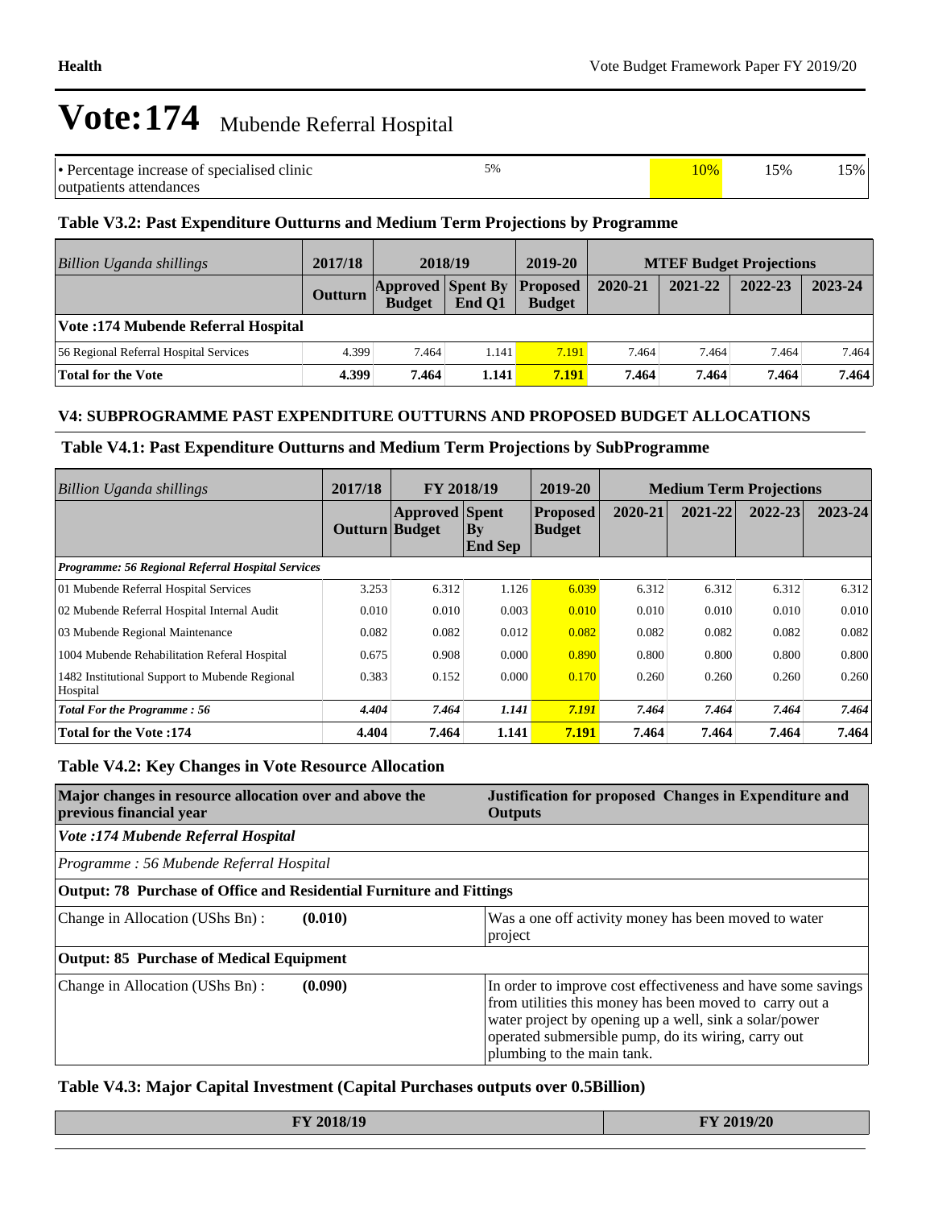# Vote:174 Mubende Referral Hospital

| • Percentage increase of specialised clinic outpatients attendances | 5% | 10% | 15% | 15% |
|---|---|---|---|---|

### Table V3.2: Past Expenditure Outturns and Medium Term Projections by Programme

| *Billion Uganda shillings* | 2017/18 | 2018/19 | | 2019-20 | MTEF Budget Projections | | | |
|---|---|---|---|---|---|---|---|---|
| | **Outturn** | **Approved Budget** | **Spent By End Q1** | **Proposed Budget** | **2020-21** | **2021-22** | **2022-23** | **2023-24** |
| **Vote :174 Mubende Referral Hospital** | | | | | | | | |
| 56 Regional Referral Hospital Services | 4.399 | 7.464 | 1.141 | 7.191 | 7.464 | 7.464 | 7.464 | 7.464 |
| **Total for the Vote** | **4.399** | **7.464** | **1.141** | **7.191** | **7.464** | **7.464** | **7.464** | **7.464** |

### V4: SUBPROGRAMME PAST EXPENDITURE OUTTURNS AND PROPOSED BUDGET ALLOCATIONS

### Table V4.1: Past Expenditure Outturns and Medium Term Projections by SubProgramme

| *Billion Uganda shillings* | 2017/18 | FY 2018/19 | | 2019-20 | Medium Term Projections | | | |
|---|---|---|---|---|---|---|---|---|
| | **Outturn** | **Approved Budget** | **Spent By End Sep** | **Proposed Budget** | **2020-21** | **2021-22** | **2022-23** | **2023-24** |
| ***Programme: 56 Regional Referral Hospital Services*** | | | | | | | | |
| 01 Mubende Referral Hospital Services | 3.253 | 6.312 | 1.126 | 6.039 | 6.312 | 6.312 | 6.312 | 6.312 |
| 02 Mubende Referral Hospital Internal Audit | 0.010 | 0.010 | 0.003 | 0.010 | 0.010 | 0.010 | 0.010 | 0.010 |
| 03 Mubende Regional Maintenance | 0.082 | 0.082 | 0.012 | 0.082 | 0.082 | 0.082 | 0.082 | 0.082 |
| 1004 Mubende Rehabilitation Referal Hospital | 0.675 | 0.908 | 0.000 | 0.890 | 0.800 | 0.800 | 0.800 | 0.800 |
| 1482 Institutional Support to Mubende Regional Hospital | 0.383 | 0.152 | 0.000 | 0.170 | 0.260 | 0.260 | 0.260 | 0.260 |
| ***Total For the Programme : 56*** | ***4.404*** | ***7.464*** | ***1.141*** | ***7.191*** | ***7.464*** | ***7.464*** | ***7.464*** | ***7.464*** |
| **Total for the Vote :174** | **4.404** | **7.464** | **1.141** | **7.191** | **7.464** | **7.464** | **7.464** | **7.464** |

### Table V4.2: Key Changes in Vote Resource Allocation

| **Major changes in resource allocation over and above the previous financial year** | | **Justification for proposed Changes in Expenditure and Outputs** |
|---|---|---|
| ***Vote :174 Mubende Referral Hospital*** | | |
| *Programme : 56 Mubende Referral Hospital* | | |
| **Output: 78 Purchase of Office and Residential Furniture and Fittings** | | |
| Change in Allocation (UShs Bn) : | **(0.010)** | Was a one off activity money has been moved to water project |
| **Output: 85 Purchase of Medical Equipment** | | |
| Change in Allocation (UShs Bn) : | **(0.090)** | In order to improve cost effectiveness and have some savings from utilities this money has been moved to carry out a water project by opening up a well, sink a solar/power operated submersible pump, do its wiring, carry out plumbing to the main tank. |

### Table V4.3: Major Capital Investment (Capital Purchases outputs over 0.5Billion)

| FY 2018/19 | FY 2019/20 |
|---|---|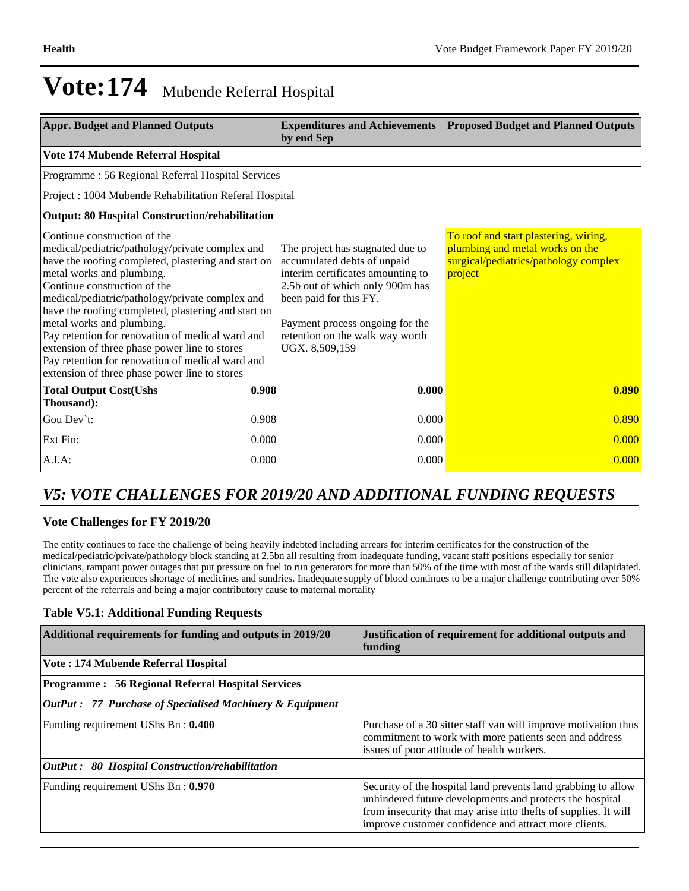# Vote:174 Mubende Referral Hospital

| Appr. Budget and Planned Outputs | | Expenditures and Achievements by end Sep | Proposed Budget and Planned Outputs |
|---|---|---|---|
| **Vote 174 Mubende Referral Hospital** | | | |
| Programme : 56 Regional Referral Hospital Services | | | |
| Project : 1004 Mubende Rehabilitation Referal Hospital | | | |
| **Output: 80 Hospital Construction/rehabilitation** | | | |
| Continue construction of the medical/pediatric/pathology/private complex and have the roofing completed, plastering and start on metal works and plumbing.<br>Continue construction of the medical/pediatric/pathology/private complex and have the roofing completed, plastering and start on metal works and plumbing.<br>Pay retention for renovation of medical ward and extension of three phase power line to stores<br>Pay retention for renovation of medical ward and extension of three phase power line to stores | | The project has stagnated due to accumulated debts of unpaid interim certificates amounting to 2.5b out of which only 900m has been paid for this FY.<br><br>Payment process ongoing for the retention on the walk way worth UGX. 8,509,159 | To roof and start plastering, wiring, plumbing and metal works on the surgical/pediatrics/pathology complex project |
| **Total Output Cost(Ushs Thousand):** | **0.908** | **0.000** | **0.890** |
| Gou Dev't: | 0.908 | 0.000 | 0.890 |
| Ext Fin: | 0.000 | 0.000 | 0.000 |
| A.I.A: | 0.000 | 0.000 | 0.000 |

## *V5: VOTE CHALLENGES FOR 2019/20 AND ADDITIONAL FUNDING REQUESTS*

### Vote Challenges for FY 2019/20

The entity continues to face the challenge of being heavily indebted including arrears for interim certificates for the construction of the medical/pediatric/private/pathology block standing at 2.5bn all resulting from inadequate funding, vacant staff positions especially for senior clinicians, rampant power outages that put pressure on fuel to run generators for more than 50% of the time with most of the wards still dilapidated. The vote also experiences shortage of medicines and sundries. Inadequate supply of blood continues to be a major challenge contributing over 50% percent of the referrals and being a major contributory cause to maternal mortality

### Table V5.1: Additional Funding Requests

| Additional requirements for funding and outputs in 2019/20 | Justification of requirement for additional outputs and funding |
|---|---|
| **Vote : 174 Mubende Referral Hospital** | |
| **Programme : 56 Regional Referral Hospital Services** | |
| ***OutPut : 77 Purchase of Specialised Machinery & Equipment*** | |
| Funding requirement UShs Bn : **0.400** | Purchase of a 30 sitter staff van will improve motivation thus commitment to work with more patients seen and address issues of poor attitude of health workers. |
| ***OutPut : 80 Hospital Construction/rehabilitation*** | |
| Funding requirement UShs Bn : **0.970** | Security of the hospital land prevents land grabbing to allow unhindered future developments and protects the hospital from insecurity that may arise into thefts of supplies. It will improve customer confidence and attract more clients. |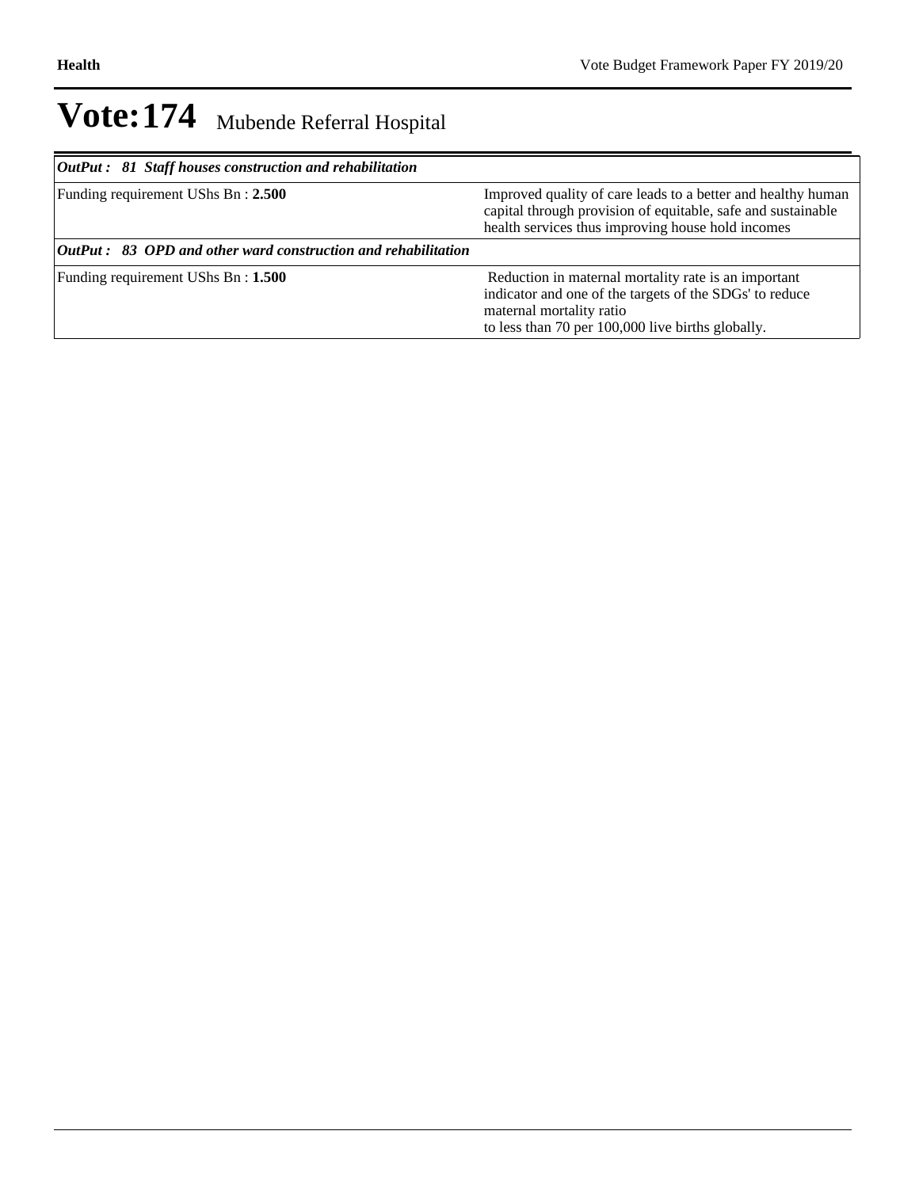# Vote:174 Mubende Referral Hospital

| | |
|---|---|
| ***OutPut : 81 Staff houses construction and rehabilitation*** | |
| Funding requirement UShs Bn : **2.500** | Improved quality of care leads to a better and healthy human capital through provision of equitable, safe and sustainable health services thus improving house hold incomes |
| ***OutPut : 83 OPD and other ward construction and rehabilitation*** | |
| Funding requirement UShs Bn : **1.500** | Reduction in maternal mortality rate is an important indicator and one of the targets of the SDGs' to reduce maternal mortality ratio to less than 70 per 100,000 live births globally. |